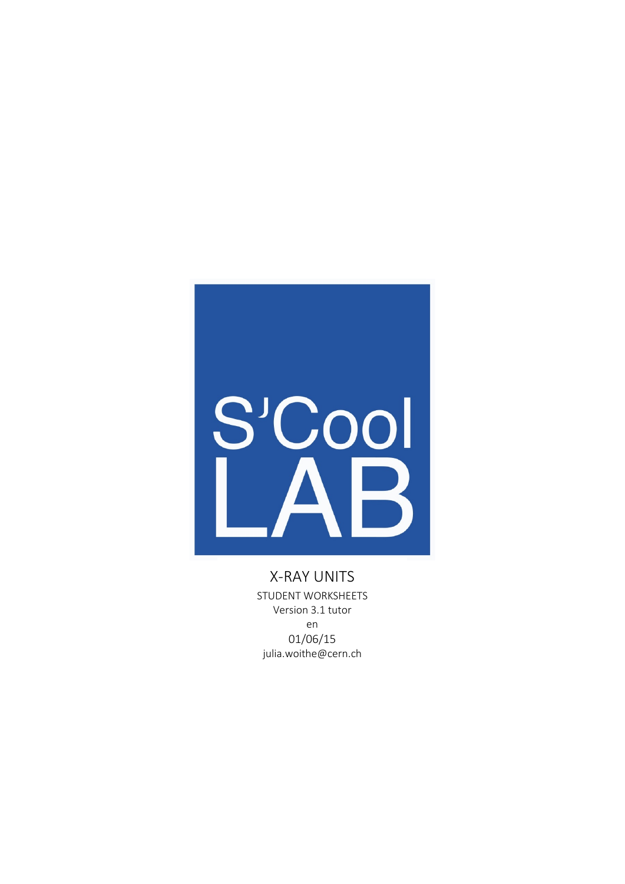S'Cool LAB

# X-RAY UNITS

STUDENT WORKSHEETS

Version 3.1 tutor

en

01/06/15

julia.woithe@cern.ch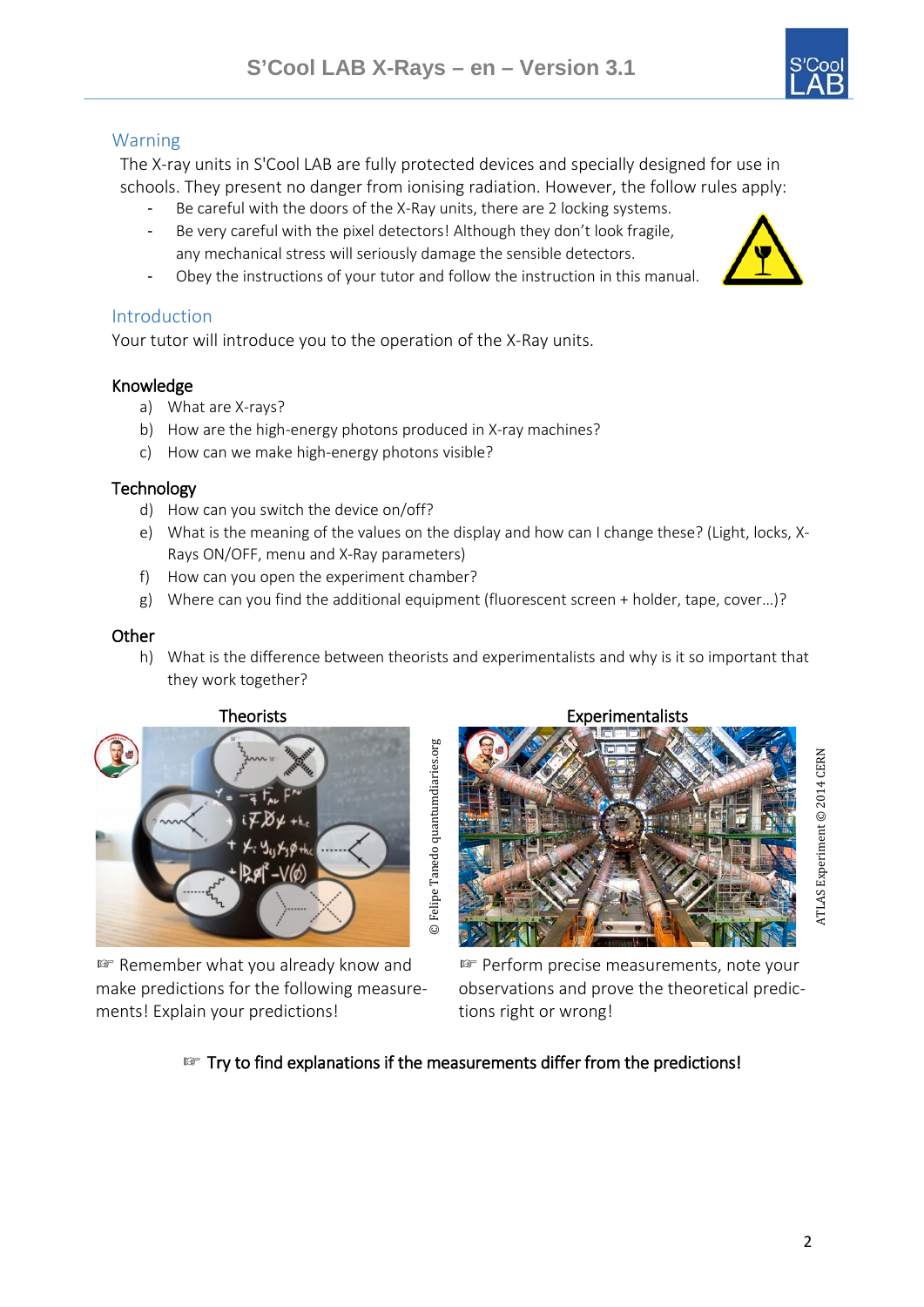## Warning

The X-ray units in S'Cool LAB are fully protected devices and specially designed for use in schools. They present no danger from ionising radiation. However, the follow rules apply:

- Be careful with the doors of the X-Ray units, there are 2 locking systems.
- Be very careful with the pixel detectors! Although they don't look fragile, any mechanical stress will seriously damage the sensible detectors.
- Obey the instructions of your tutor and follow the instruction in this manual.

## Introduction

Your tutor will introduce you to the operation of the X-Ray units.

### Knowledge

a) What are X-rays?
b) How are the high-energy photons produced in X-ray machines?
c) How can we make high-energy photons visible?

### Technology

d) How can you switch the device on/off?
e) What is the meaning of the values on the display and how can I change these? (Light, locks, X-Rays ON/OFF, menu and X-Ray parameters)
f) How can you open the experiment chamber?
g) Where can you find the additional equipment (fluorescent screen + holder, tape, cover…)?

### Other

h) What is the difference between theorists and experimentalists and why is it so important that they work together?

**Theorists**

© Felipe Tanedo quantumdiaries.org

☞ Remember what you already know and make predictions for the following measurements! Explain your predictions!

**Experimentalists**

ATLAS Experiment © 2014 CERN

☞ Perform precise measurements, note your observations and prove the theoretical predictions right or wrong!

☞ Try to find explanations if the measurements differ from the predictions!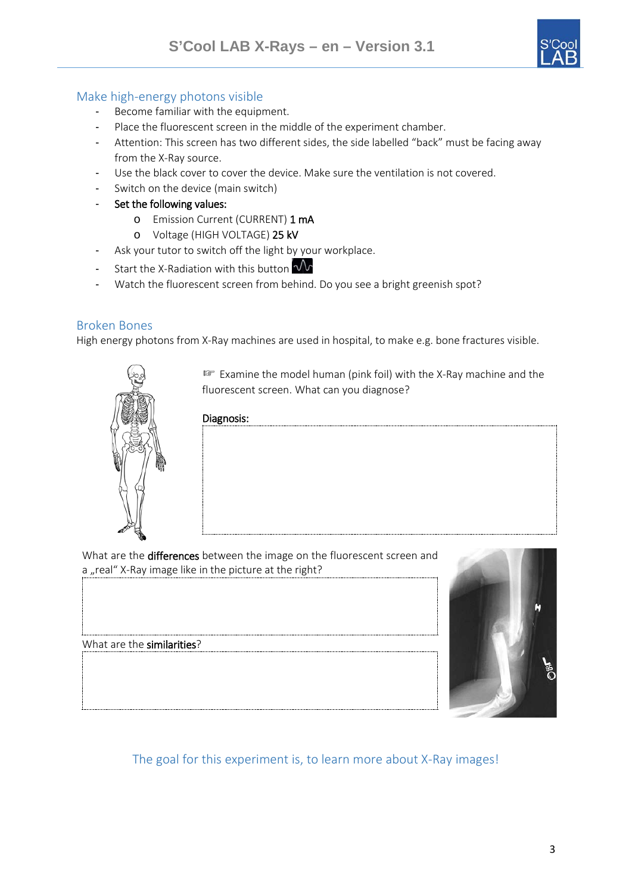## Make high-energy photons visible

- Become familiar with the equipment.
- Place the fluorescent screen in the middle of the experiment chamber.
- Attention: This screen has two different sides, the side labelled "back" must be facing away from the X-Ray source.
- Use the black cover to cover the device. Make sure the ventilation is not covered.
- Switch on the device (main switch)
- Set the following values:
  - Emission Current (CURRENT) 1 mA
  - Voltage (HIGH VOLTAGE) 25 kV
- Ask your tutor to switch off the light by your workplace.
- Start the X-Radiation with this button
- Watch the fluorescent screen from behind. Do you see a bright greenish spot?

## Broken Bones

High energy photons from X-Ray machines are used in hospital, to make e.g. bone fractures visible.

☞ Examine the model human (pink foil) with the X-Ray machine and the fluorescent screen. What can you diagnose?

Diagnosis:

What are the **differences** between the image on the fluorescent screen and a „real" X-Ray image like in the picture at the right?

What are the **similarities**?

The goal for this experiment is, to learn more about X-Ray images!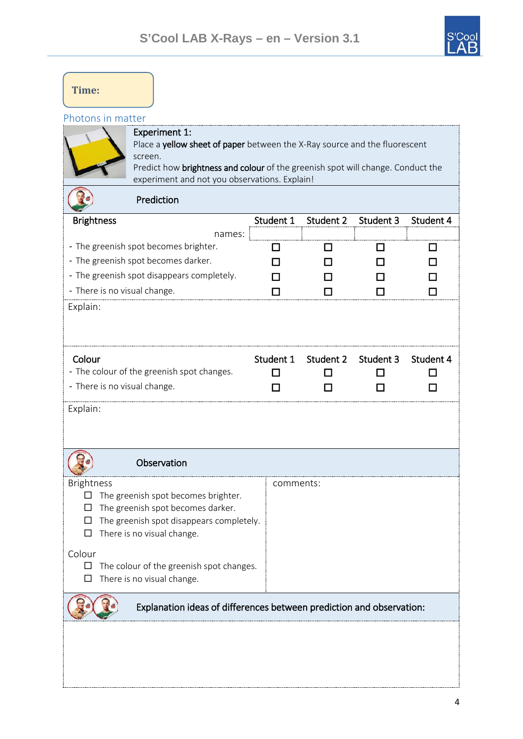**Time:**

## Photons in matter

**Experiment 1:**
Place a **yellow sheet of paper** between the X-Ray source and the fluorescent screen.
Predict how **brightness and colour** of the greenish spot will change. Conduct the experiment and not you observations. Explain!

### Prediction

| Brightness | Student 1 | Student 2 | Student 3 | Student 4 |
|---|---|---|---|---|
| names: | | | | |
| - The greenish spot becomes brighter. | ☐ | ☐ | ☐ | ☐ |
| - The greenish spot becomes darker. | ☐ | ☐ | ☐ | ☐ |
| - The greenish spot disappears completely. | ☐ | ☐ | ☐ | ☐ |
| - There is no visual change. | ☐ | ☐ | ☐ | ☐ |

Explain:

| Colour | Student 1 | Student 2 | Student 3 | Student 4 |
|---|---|---|---|---|
| - The colour of the greenish spot changes. | ☐ | ☐ | ☐ | ☐ |
| - There is no visual change. | ☐ | ☐ | ☐ | ☐ |

Explain:

### Observation

Brightness
- ☐ The greenish spot becomes brighter.
- ☐ The greenish spot becomes darker.
- ☐ The greenish spot disappears completely.
- ☐ There is no visual change.

Colour
- ☐ The colour of the greenish spot changes.
- ☐ There is no visual change.

comments:

### Explanation ideas of differences between prediction and observation: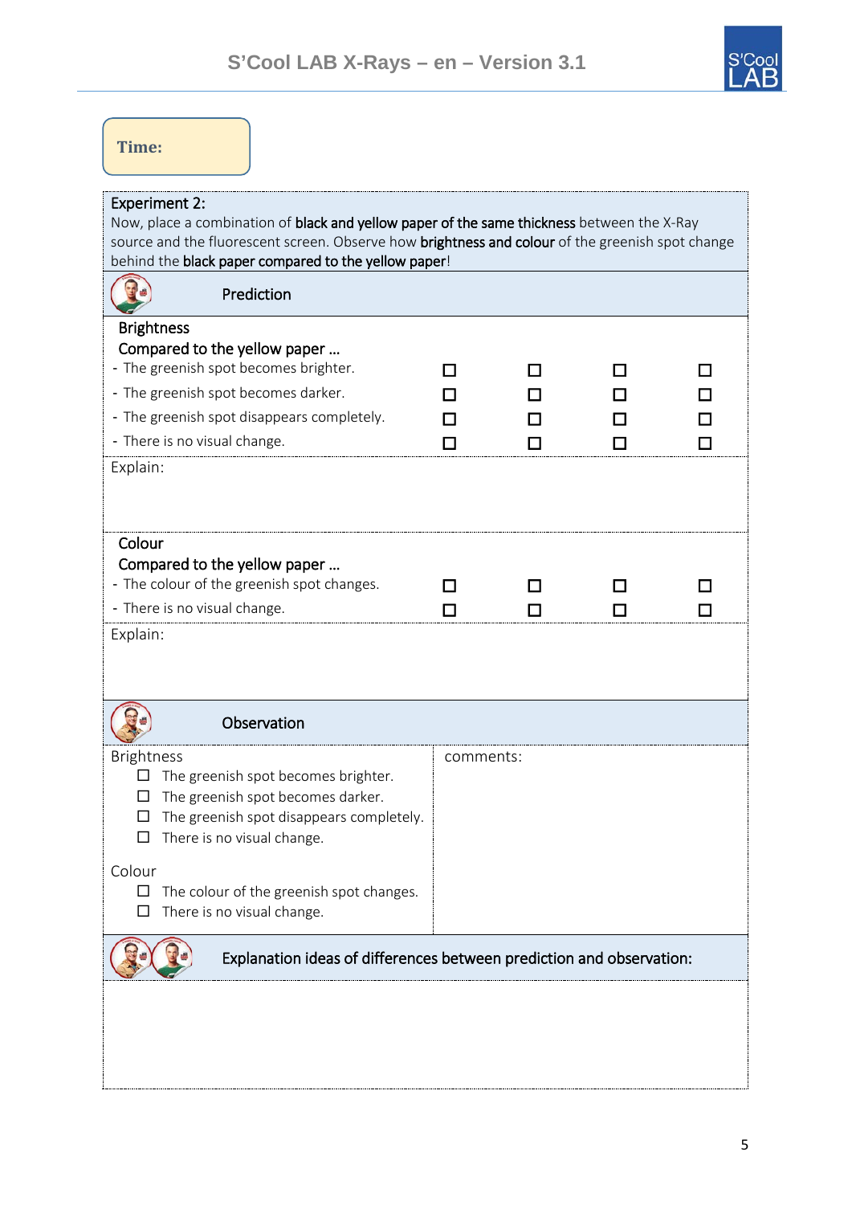**Time:**

**Experiment 2:**
Now, place a combination of **black and yellow paper of the same thickness** between the X-Ray source and the fluorescent screen. Observe how **brightness and colour** of the greenish spot change behind the **black paper compared to the yellow paper**!

### Prediction

**Brightness**
**Compared to the yellow paper …**

| | | | | |
|---|---|---|---|---|
| - The greenish spot becomes brighter. | ☐ | ☐ | ☐ | ☐ |
| - The greenish spot becomes darker. | ☐ | ☐ | ☐ | ☐ |
| - The greenish spot disappears completely. | ☐ | ☐ | ☐ | ☐ |
| - There is no visual change. | ☐ | ☐ | ☐ | ☐ |

Explain:

**Colour**
**Compared to the yellow paper …**

| | | | | |
|---|---|---|---|---|
| - The colour of the greenish spot changes. | ☐ | ☐ | ☐ | ☐ |
| - There is no visual change. | ☐ | ☐ | ☐ | ☐ |

Explain:

### Observation

Brightness
- ☐ The greenish spot becomes brighter.
- ☐ The greenish spot becomes darker.
- ☐ The greenish spot disappears completely.
- ☐ There is no visual change.

Colour
- ☐ The colour of the greenish spot changes.
- ☐ There is no visual change.

comments:

### Explanation ideas of differences between prediction and observation: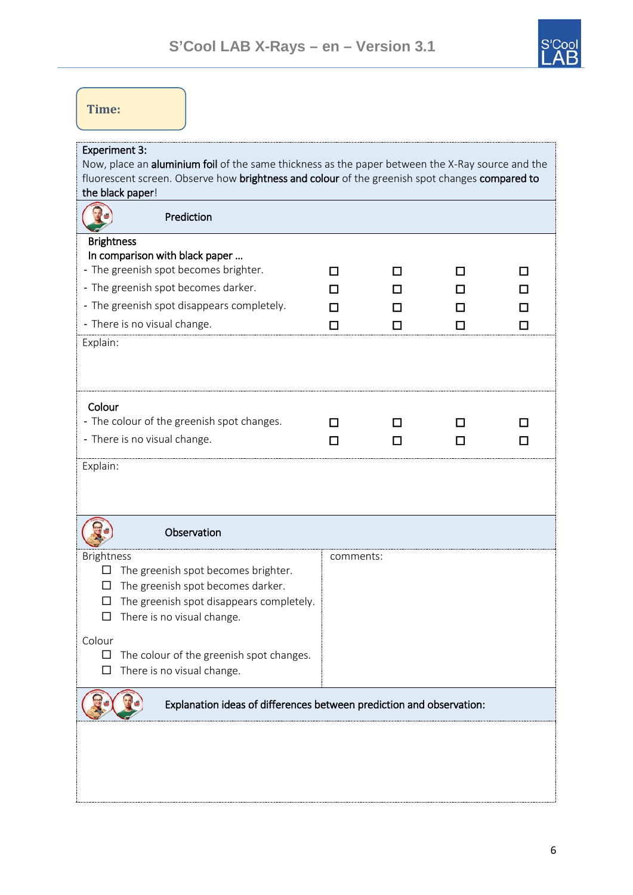**Time:**

**Experiment 3:**
Now, place an **aluminium foil** of the same thickness as the paper between the X-Ray source and the fluorescent screen. Observe how **brightness and colour** of the greenish spot changes **compared to the black paper**!

**Prediction**

**Brightness**
**In comparison with black paper …**

| | | | | |
|---|---|---|---|---|
| - The greenish spot becomes brighter. | ☐ | ☐ | ☐ | ☐ |
| - The greenish spot becomes darker. | ☐ | ☐ | ☐ | ☐ |
| - The greenish spot disappears completely. | ☐ | ☐ | ☐ | ☐ |
| - There is no visual change. | ☐ | ☐ | ☐ | ☐ |

Explain:

**Colour**

| | | | | |
|---|---|---|---|---|
| - The colour of the greenish spot changes. | ☐ | ☐ | ☐ | ☐ |
| - There is no visual change. | ☐ | ☐ | ☐ | ☐ |

Explain:

**Observation**

Brightness
- ☐ The greenish spot becomes brighter.
- ☐ The greenish spot becomes darker.
- ☐ The greenish spot disappears completely.
- ☐ There is no visual change.

Colour
- ☐ The colour of the greenish spot changes.
- ☐ There is no visual change.

comments:

**Explanation ideas of differences between prediction and observation:**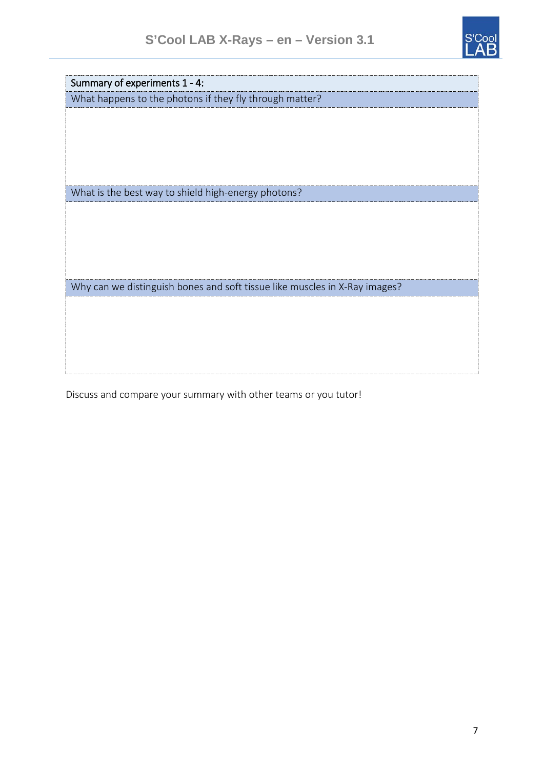| Summary of experiments 1 - 4: |
|---|
| What happens to the photons if they fly through matter? |
| |
| What is the best way to shield high-energy photons? |
| |
| Why can we distinguish bones and soft tissue like muscles in X-Ray images? |
| |

Discuss and compare your summary with other teams or you tutor!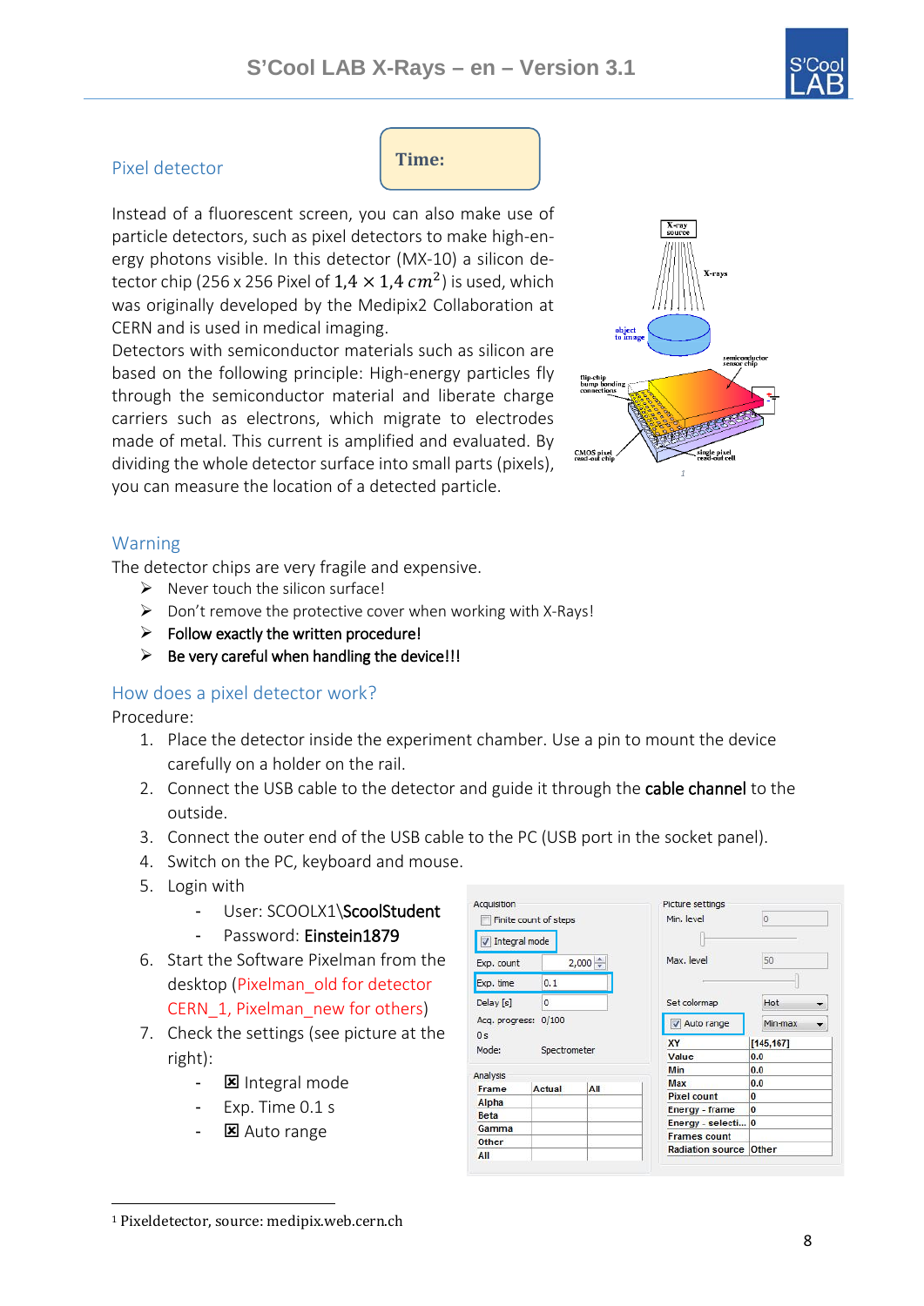## Pixel detector

**Time:**

Instead of a fluorescent screen, you can also make use of particle detectors, such as pixel detectors to make high-energy photons visible. In this detector (MX-10) a silicon detector chip (256 x 256 Pixel of $1{,}4 \times 1{,}4\ cm^2$) is used, which was originally developed by the Medipix2 Collaboration at CERN and is used in medical imaging.

Detectors with semiconductor materials such as silicon are based on the following principle: High-energy particles fly through the semiconductor material and liberate charge carriers such as electrons, which migrate to electrodes made of metal. This current is amplified and evaluated. By dividing the whole detector surface into small parts (pixels), you can measure the location of a detected particle.

1

## Warning

The detector chips are very fragile and expensive.

- Never touch the silicon surface!
- Don't remove the protective cover when working with X-Rays!
- **Follow exactly the written procedure!**
- **Be very careful when handling the device!!!**

## How does a pixel detector work?

Procedure:

1. Place the detector inside the experiment chamber. Use a pin to mount the device carefully on a holder on the rail.
2. Connect the USB cable to the detector and guide it through the **cable channel** to the outside.
3. Connect the outer end of the USB cable to the PC (USB port in the socket panel).
4. Switch on the PC, keyboard and mouse.
5. Login with
   - User: SCOOLX1\\**ScoolStudent**
   - Password: **Einstein1879**
6. Start the Software Pixelman from the desktop (Pixelman_old for detector CERN_1, Pixelman_new for others)
7. Check the settings (see picture at the right):
   - ☒ Integral mode
   - Exp. Time 0.1 s
   - ☒ Auto range

---

[1] Pixeldetector, source: medipix.web.cern.ch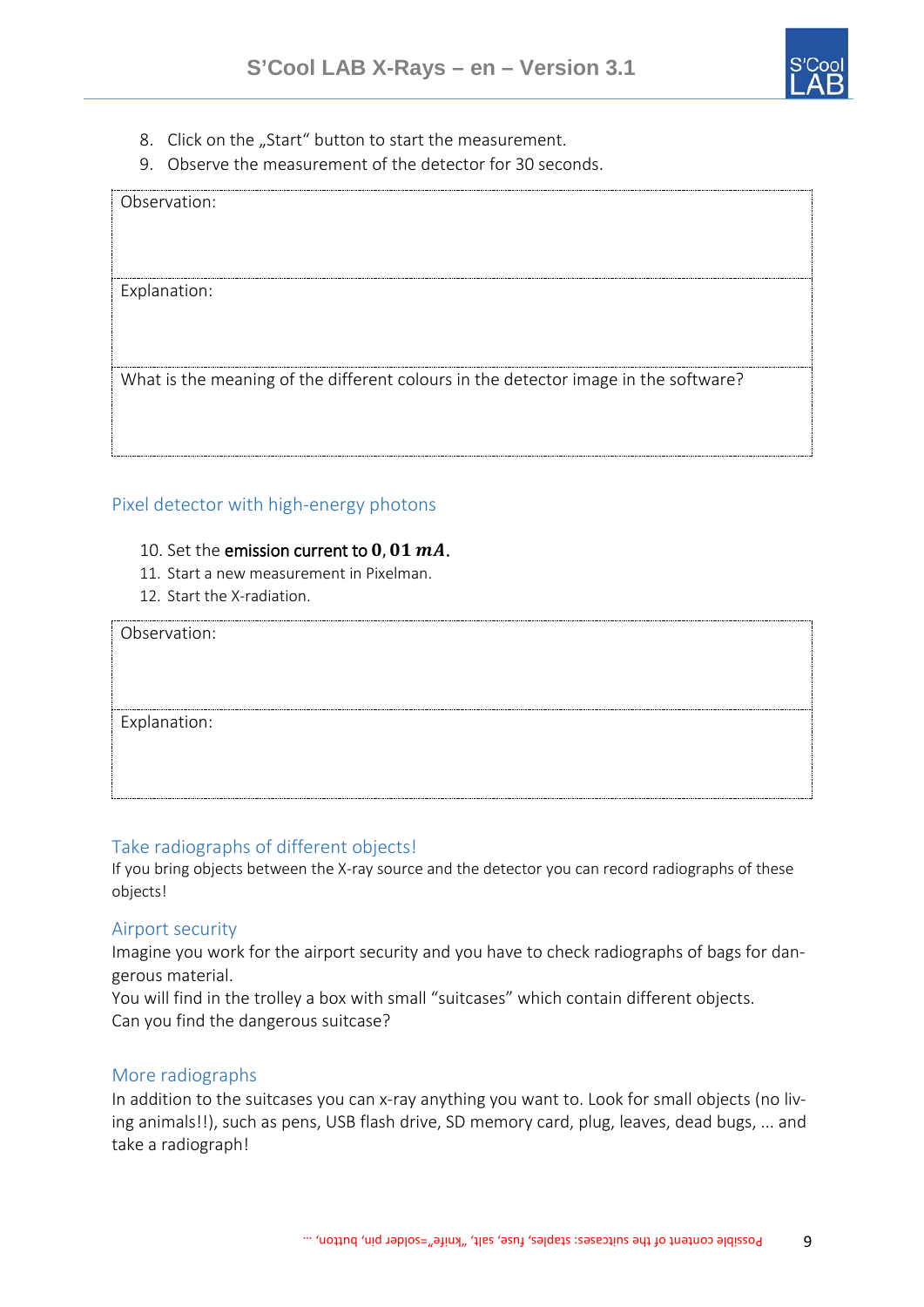8. Click on the „Start" button to start the measurement.
9. Observe the measurement of the detector for 30 seconds.

| |
|---|
| Observation: |
| Explanation: |
| What is the meaning of the different colours in the detector image in the software? |

## Pixel detector with high-energy photons

10. Set the emission current to $\mathbf{0,01\ mA}$.
11. Start a new measurement in Pixelman.
12. Start the X-radiation.

| |
|---|
| Observation: |
| Explanation: |

## Take radiographs of different objects!

If you bring objects between the X-ray source and the detector you can record radiographs of these objects!

## Airport security

Imagine you work for the airport security and you have to check radiographs of bags for dangerous material.
You will find in the trolley a box with small "suitcases" which contain different objects.
Can you find the dangerous suitcase?

## More radiographs

In addition to the suitcases you can x-ray anything you want to. Look for small objects (no living animals!!), such as pens, USB flash drive, SD memory card, plug, leaves, dead bugs, ... and take a radiograph!

Possible content of the suitcases: staples, fuse, salt, „knife"=solder pin, button, ...